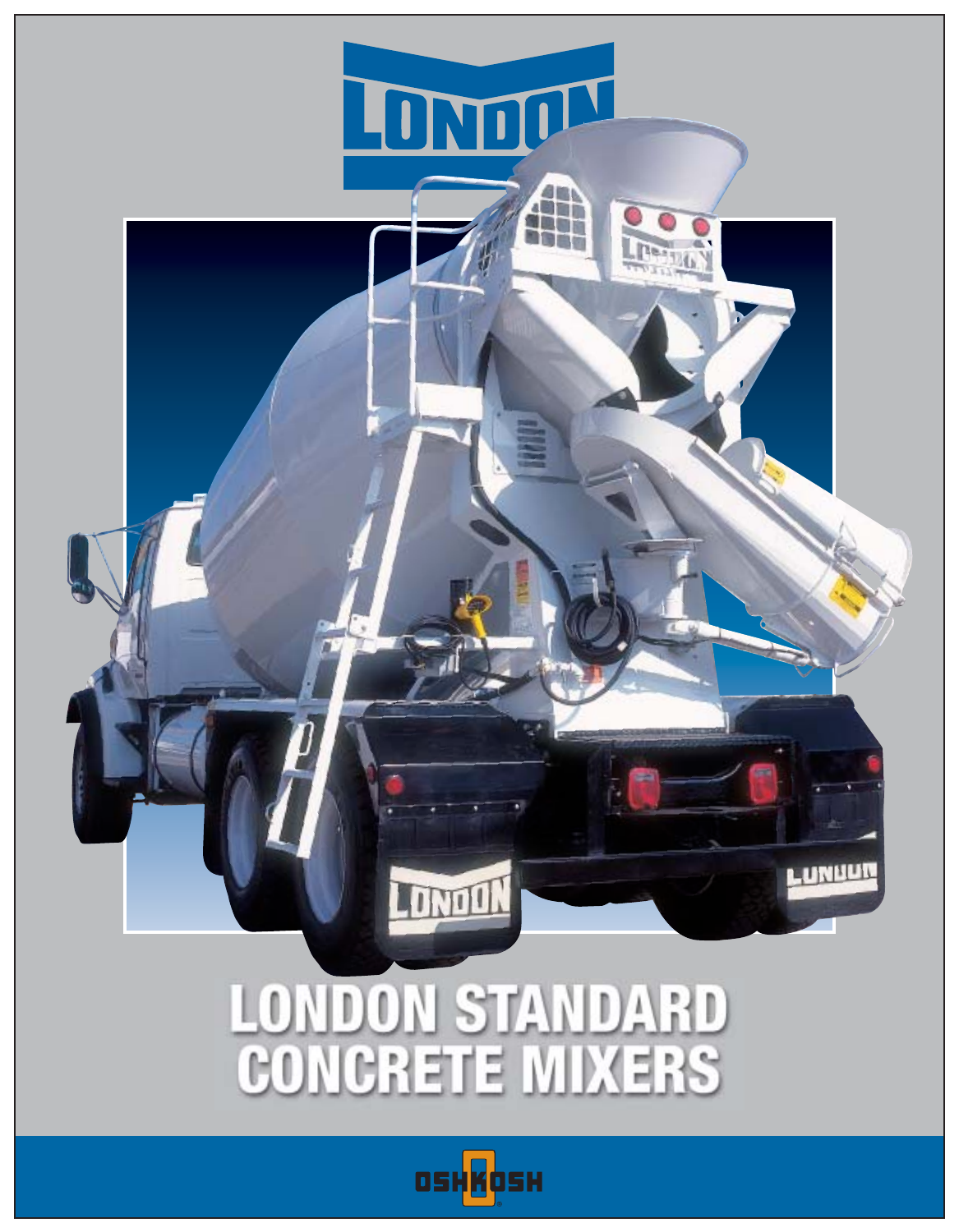# LONDON

# LONDON STANDARD CONCRETE MIXERS

OSHKOSH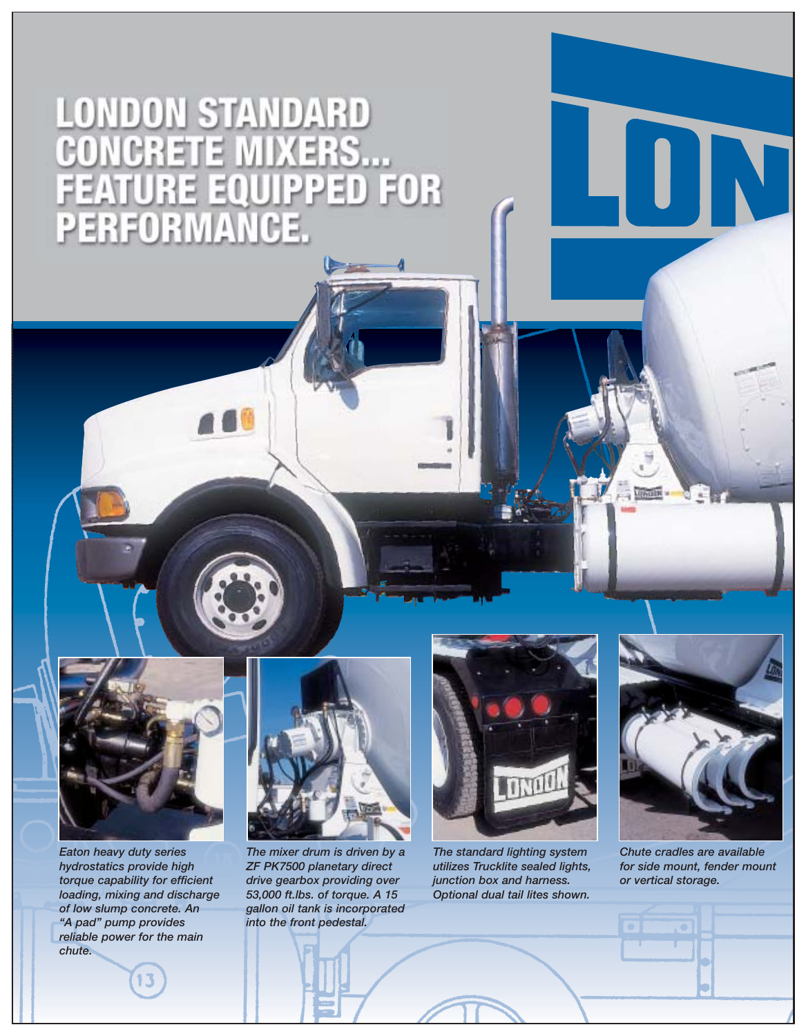# LONDON STANDARD CONCRETE MIXERS... FEATURE EQUIPPED FOR PERFORMANCE.

*Eaton heavy duty series hydrostatics provide high torque capability for efficient loading, mixing and discharge of low slump concrete. An "A pad" pump provides reliable power for the main chute.*

*The mixer drum is driven by a ZF PK7500 planetary direct drive gearbox providing over 53,000 ft.lbs. of torque. A 15 gallon oil tank is incorporated into the front pedestal.*

*The standard lighting system utilizes Trucklite sealed lights, junction box and harness. Optional dual tail lites shown.*

*Chute cradles are available for side mount, fender mount or vertical storage.*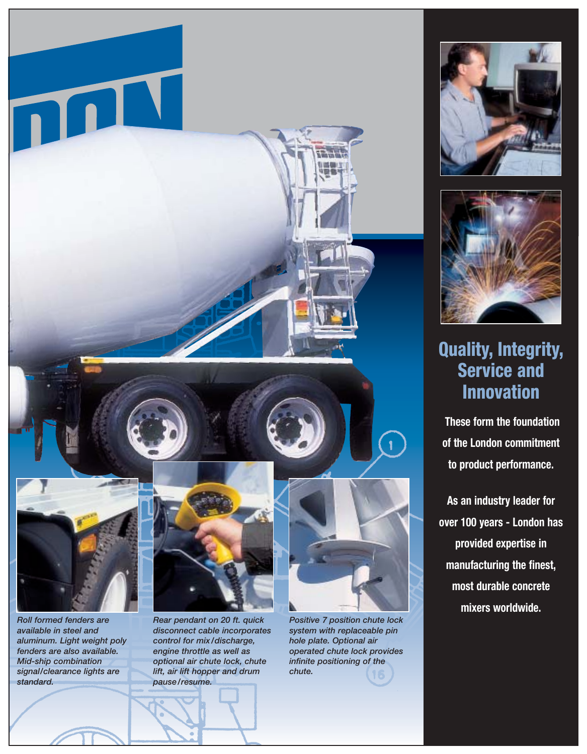Roll formed fenders are available in steel and aluminum. Light weight poly fenders are also available. Mid-ship combination signal/clearance lights are standard.

Rear pendant on 20 ft. quick disconnect cable incorporates control for mix/discharge, engine throttle as well as optional air chute lock, chute lift, air lift hopper and drum pause/resume.

Positive 7 position chute lock system with replaceable pin hole plate. Optional air operated chute lock provides infinite positioning of the chute.

## Quality, Integrity, Service and Innovation

**These form the foundation of the London commitment to product performance.**

**As an industry leader for over 100 years - London has provided expertise in manufacturing the finest, most durable concrete mixers worldwide.**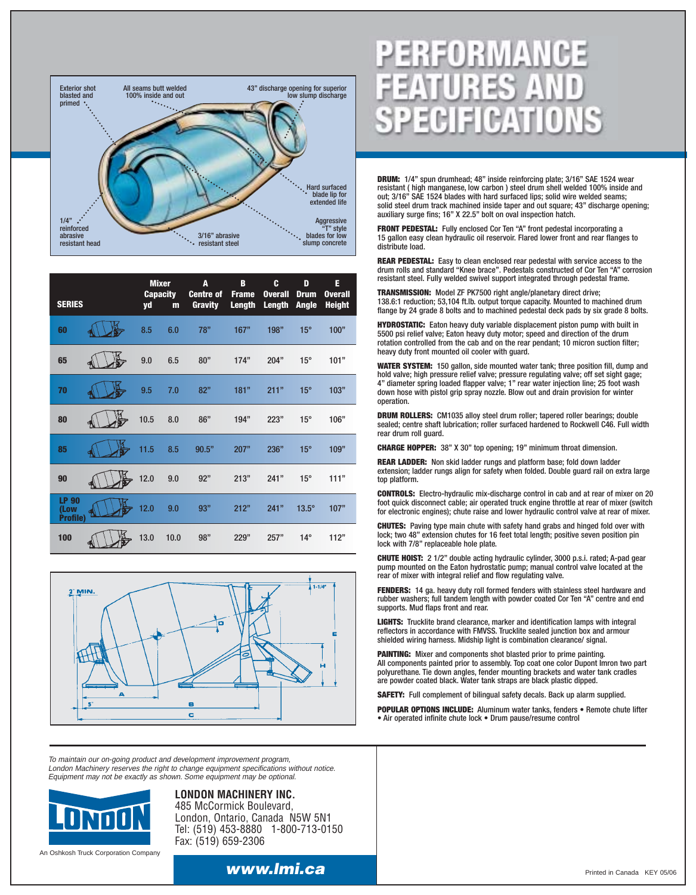# PERFORMANCE FEATURES AND SPECIFICATIONS

Exterior shot blasted and primed

All seams butt welded 100% inside and out

43" discharge opening for superior low slump discharge

Hard surfaced blade lip for extended life

Aggressive "T" style blades for low slump concrete

3/16" abrasive resistant steel

1/4" reinforced abrasive resistant head

| SERIES | | Mixer Capacity yd | m | A Centre of Gravity | B Frame Length | C Overall Length | D Drum Angle | E Overall Height |
|---|---|---|---|---|---|---|---|---|
| 60 | | 8.5 | 6.0 | 78" | 167" | 198" | 15° | 100" |
| 65 | | 9.0 | 6.5 | 80" | 174" | 204" | 15° | 101" |
| 70 | | 9.5 | 7.0 | 82" | 181" | 211" | 15° | 103" |
| 80 | | 10.5 | 8.0 | 86" | 194" | 223" | 15° | 106" |
| 85 | | 11.5 | 8.5 | 90.5" | 207" | 236" | 15° | 109" |
| 90 | | 12.0 | 9.0 | 92" | 213" | 241" | 15° | 111" |
| LP 90 (Low Profile) | | 12.0 | 9.0 | 93" | 212" | 241" | 13.5° | 107" |
| 100 | | 13.0 | 10.0 | 98" | 229" | 257" | 14° | 112" |

2" MIN.
1-1/4"
D
E
H
A
5"
B
C

**DRUM:** 1/4" spun drumhead; 48" inside reinforcing plate; 3/16" SAE 1524 wear resistant ( high manganese, low carbon ) steel drum shell welded 100% inside and out; 3/16" SAE 1524 blades with hard surfaced lips; solid wire welded seams; solid steel drum track machined inside taper and out square; 43" discharge opening; auxiliary surge fins; 16" X 22.5" bolt on oval inspection hatch.

**FRONT PEDESTAL:** Fully enclosed Cor Ten "A" front pedestal incorporating a 15 gallon easy clean hydraulic oil reservoir. Flared lower front and rear flanges to distribute load.

**REAR PEDESTAL:** Easy to clean enclosed rear pedestal with service access to the drum rolls and standard "Knee brace". Pedestals constructed of Cor Ten "A" corrosion resistant steel. Fully welded swivel support integrated through pedestal frame.

**TRANSMISSION:** Model ZF PK7500 right angle/planetary direct drive; 138.6:1 reduction; 53,104 ft.lb. output torque capacity. Mounted to machined drum flange by 24 grade 8 bolts and to machined pedestal deck pads by six grade 8 bolts.

**HYDROSTATIC:** Eaton heavy duty variable displacement piston pump with built in 5500 psi relief valve; Eaton heavy duty motor; speed and direction of the drum rotation controlled from the cab and on the rear pendant; 10 micron suction filter; heavy duty front mounted oil cooler with guard.

**WATER SYSTEM:** 150 gallon, side mounted water tank; three position fill, dump and hold valve; high pressure relief valve; pressure regulating valve; off set sight gage; 4" diameter spring loaded flapper valve; 1" rear water injection line; 25 foot wash down hose with pistol grip spray nozzle. Blow out and drain provision for winter operation.

**DRUM ROLLERS:** CM1035 alloy steel drum roller; tapered roller bearings; double sealed; centre shaft lubrication; roller surfaced hardened to Rockwell C46. Full width rear drum roll guard.

**CHARGE HOPPER:** 38" X 30" top opening; 19" minimum throat dimension.

**REAR LADDER:** Non skid ladder rungs and platform base; fold down ladder extension; ladder rungs align for safety when folded. Double guard rail on extra large top platform.

**CONTROLS:** Electro-hydraulic mix-discharge control in cab and at rear of mixer on 20 foot quick disconnect cable; air operated truck engine throttle at rear of mixer (switch for electronic engines); chute raise and lower hydraulic control valve at rear of mixer.

**CHUTES:** Paving type main chute with safety hand grabs and hinged fold over with lock; two 48" extension chutes for 16 feet total length; positive seven position pin lock with 7/8" replaceable hole plate.

**CHUTE HOIST:** 2 1/2" double acting hydraulic cylinder, 3000 p.s.i. rated; A-pad gear pump mounted on the Eaton hydrostatic pump; manual control valve located at the rear of mixer with integral relief and flow regulating valve.

**FENDERS:** 14 ga. heavy duty roll formed fenders with stainless steel hardware and rubber washers; full tandem length with powder coated Cor Ten "A" centre and end supports. Mud flaps front and rear.

**LIGHTS:** Trucklite brand clearance, marker and identification lamps with integral reflectors in accordance with FMVSS. Trucklite sealed junction box and armour shielded wiring harness. Midship light is combination clearance/ signal.

**PAINTING:** Mixer and components shot blasted prior to prime painting. All components painted prior to assembly. Top coat one color Dupont Imron two part polyurethane. Tie down angles, fender mounting brackets and water tank cradles are powder coated black. Water tank straps are black plastic dipped.

**SAFETY:** Full complement of bilingual safety decals. Back up alarm supplied.

**POPULAR OPTIONS INCLUDE:** Aluminum water tanks, fenders • Remote chute lifter • Air operated infinite chute lock • Drum pause/resume control

*To maintain our on-going product and development improvement program, London Machinery reserves the right to change equipment specifications without notice. Equipment may not be exactly as shown. Some equipment may be optional.*

LONDON

An Oshkosh Truck Corporation Company

**LONDON MACHINERY INC.**
485 McCormick Boulevard,
London, Ontario, Canada N5W 5N1
Tel: (519) 453-8880 1-800-713-0150
Fax: (519) 659-2306

**www.lmi.ca**

Printed in Canada KEY 05/06